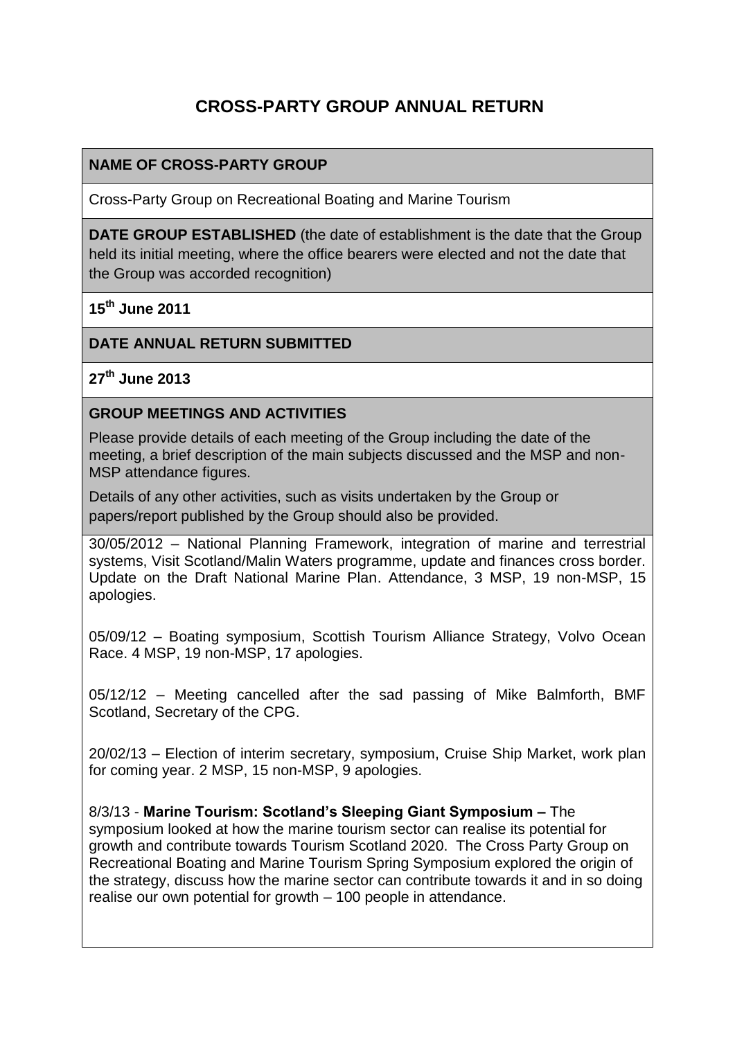# CROSS-PARTY GROUP ANNUAL RETURN

**NAME OF CROSS-PARTY GROUP**

Cross-Party Group on Recreational Boating and Marine Tourism

**DATE GROUP ESTABLISHED** (the date of establishment is the date that the Group held its initial meeting, where the office bearers were elected and not the date that the Group was accorded recognition)

**15th June 2011**

**DATE ANNUAL RETURN SUBMITTED**

**27th June 2013**

**GROUP MEETINGS AND ACTIVITIES**

Please provide details of each meeting of the Group including the date of the meeting, a brief description of the main subjects discussed and the MSP and non-MSP attendance figures.

Details of any other activities, such as visits undertaken by the Group or papers/report published by the Group should also be provided.

30/05/2012 – National Planning Framework, integration of marine and terrestrial systems, Visit Scotland/Malin Waters programme, update and finances cross border. Update on the Draft National Marine Plan. Attendance, 3 MSP, 19 non-MSP, 15 apologies.

05/09/12 – Boating symposium, Scottish Tourism Alliance Strategy, Volvo Ocean Race. 4 MSP, 19 non-MSP, 17 apologies.

05/12/12 – Meeting cancelled after the sad passing of Mike Balmforth, BMF Scotland, Secretary of the CPG.

20/02/13 – Election of interim secretary, symposium, Cruise Ship Market, work plan for coming year. 2 MSP, 15 non-MSP, 9 apologies.

8/3/13 - **Marine Tourism: Scotland's Sleeping Giant Symposium –** The symposium looked at how the marine tourism sector can realise its potential for growth and contribute towards Tourism Scotland 2020. The Cross Party Group on Recreational Boating and Marine Tourism Spring Symposium explored the origin of the strategy, discuss how the marine sector can contribute towards it and in so doing realise our own potential for growth – 100 people in attendance.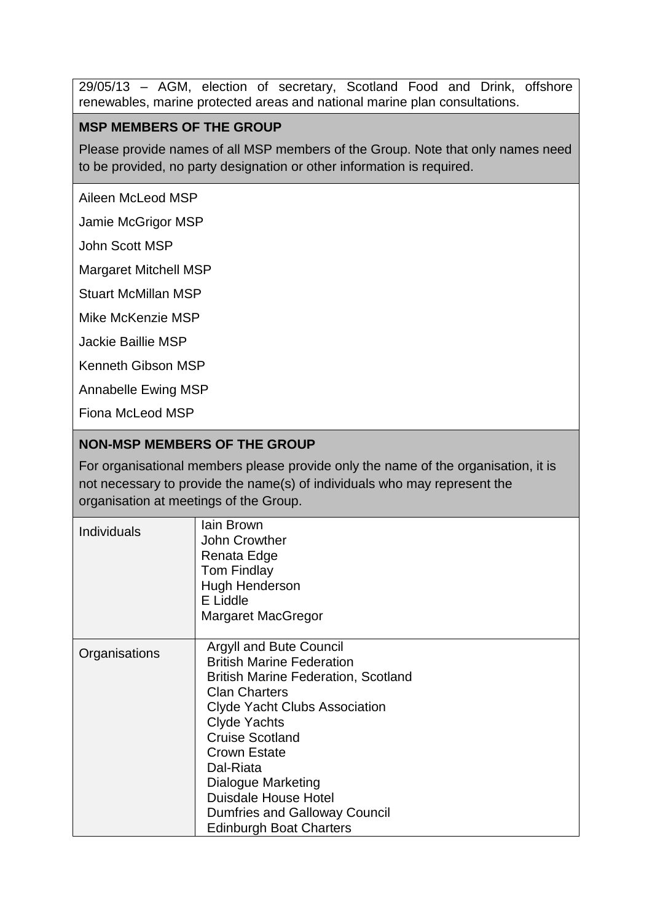29/05/13 – AGM, election of secretary, Scotland Food and Drink, offshore renewables, marine protected areas and national marine plan consultations.

## MSP MEMBERS OF THE GROUP

Please provide names of all MSP members of the Group. Note that only names need to be provided, no party designation or other information is required.

Aileen McLeod MSP

Jamie McGrigor MSP

John Scott MSP

Margaret Mitchell MSP

Stuart McMillan MSP

Mike McKenzie MSP

Jackie Baillie MSP

Kenneth Gibson MSP

Annabelle Ewing MSP

Fiona McLeod MSP

## NON-MSP MEMBERS OF THE GROUP

For organisational members please provide only the name of the organisation, it is not necessary to provide the name(s) of individuals who may represent the organisation at meetings of the Group.

| | |
|---|---|
| Individuals | Iain Brown<br>John Crowther<br>Renata Edge<br>Tom Findlay<br>Hugh Henderson<br>E Liddle<br>Margaret MacGregor |
| Organisations | Argyll and Bute Council<br>British Marine Federation<br>British Marine Federation, Scotland<br>Clan Charters<br>Clyde Yacht Clubs Association<br>Clyde Yachts<br>Cruise Scotland<br>Crown Estate<br>Dal-Riata<br>Dialogue Marketing<br>Duisdale House Hotel<br>Dumfries and Galloway Council<br>Edinburgh Boat Charters |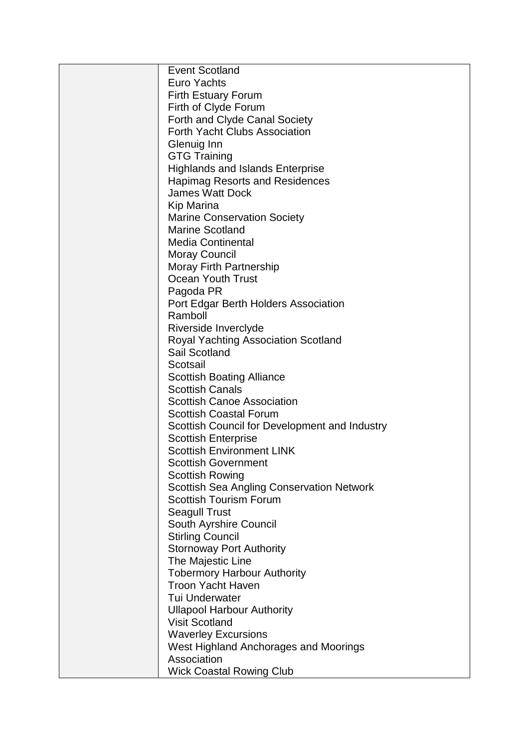| | |
|---|---|
| | Event Scotland<br>Euro Yachts<br>Firth Estuary Forum<br>Firth of Clyde Forum<br>Forth and Clyde Canal Society<br>Forth Yacht Clubs Association<br>Glenuig Inn<br>GTG Training<br>Highlands and Islands Enterprise<br>Hapimag Resorts and Residences<br>James Watt Dock<br>Kip Marina<br>Marine Conservation Society<br>Marine Scotland<br>Media Continental<br>Moray Council<br>Moray Firth Partnership<br>Ocean Youth Trust<br>Pagoda PR<br>Port Edgar Berth Holders Association<br>Ramboll<br>Riverside Inverclyde<br>Royal Yachting Association Scotland<br>Sail Scotland<br>Scotsail<br>Scottish Boating Alliance<br>Scottish Canals<br>Scottish Canoe Association<br>Scottish Coastal Forum<br>Scottish Council for Development and Industry<br>Scottish Enterprise<br>Scottish Environment LINK<br>Scottish Government<br>Scottish Rowing<br>Scottish Sea Angling Conservation Network<br>Scottish Tourism Forum<br>Seagull Trust<br>South Ayrshire Council<br>Stirling Council<br>Stornoway Port Authority<br>The Majestic Line<br>Tobermory Harbour Authority<br>Troon Yacht Haven<br>Tui Underwater<br>Ullapool Harbour Authority<br>Visit Scotland<br>Waverley Excursions<br>West Highland Anchorages and Moorings Association<br>Wick Coastal Rowing Club |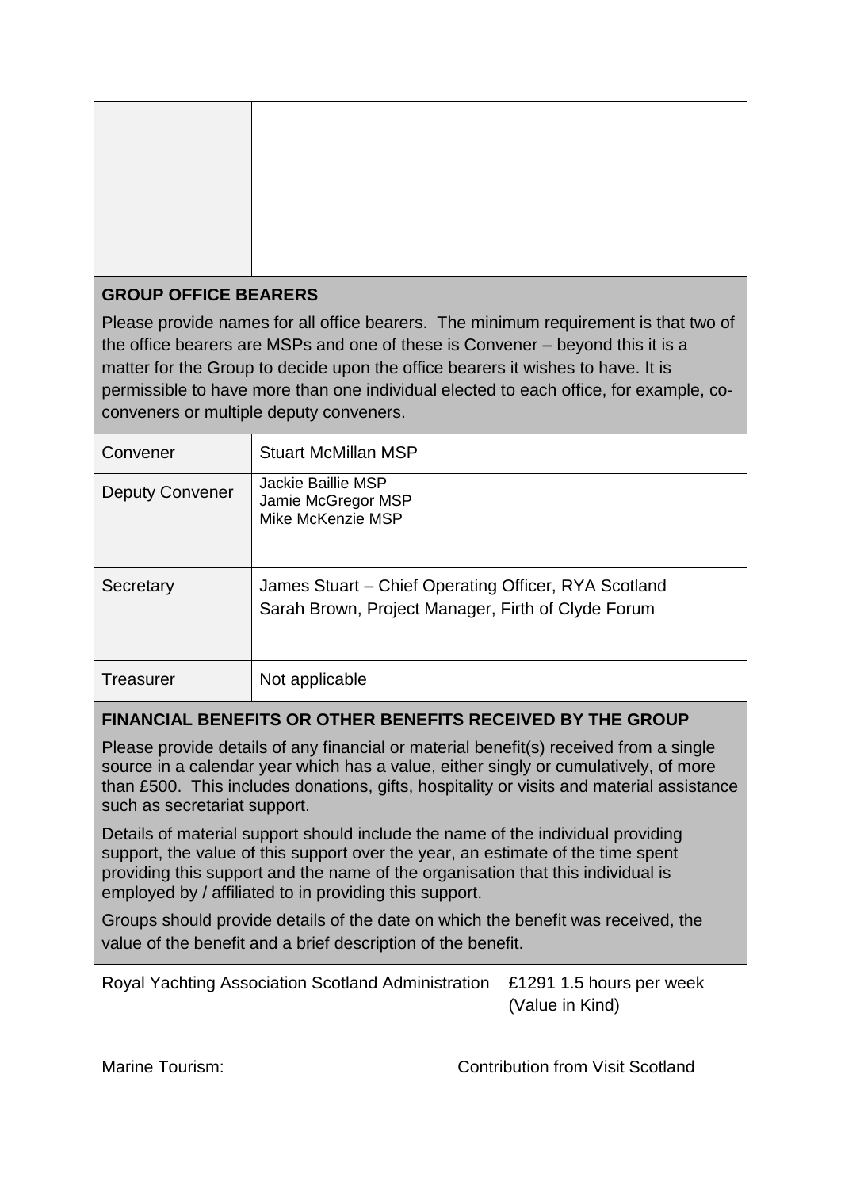| | |
|---|---|
| | |

**GROUP OFFICE BEARERS**

Please provide names for all office bearers. The minimum requirement is that two of the office bearers are MSPs and one of these is Convener – beyond this it is a matter for the Group to decide upon the office bearers it wishes to have. It is permissible to have more than one individual elected to each office, for example, co-conveners or multiple deputy conveners.

| | |
|---|---|
| Convener | Stuart McMillan MSP |
| Deputy Convener | Jackie Baillie MSP<br>Jamie McGregor MSP<br>Mike McKenzie MSP |
| Secretary | James Stuart – Chief Operating Officer, RYA Scotland<br>Sarah Brown, Project Manager, Firth of Clyde Forum |
| Treasurer | Not applicable |

**FINANCIAL BENEFITS OR OTHER BENEFITS RECEIVED BY THE GROUP**

Please provide details of any financial or material benefit(s) received from a single source in a calendar year which has a value, either singly or cumulatively, of more than £500. This includes donations, gifts, hospitality or visits and material assistance such as secretariat support.

Details of material support should include the name of the individual providing support, the value of this support over the year, an estimate of the time spent providing this support and the name of the organisation that this individual is employed by / affiliated to in providing this support.

Groups should provide details of the date on which the benefit was received, the value of the benefit and a brief description of the benefit.

| | |
|---|---|
| Royal Yachting Association Scotland Administration | £1291 1.5 hours per week (Value in Kind) |
| Marine Tourism: | Contribution from Visit Scotland |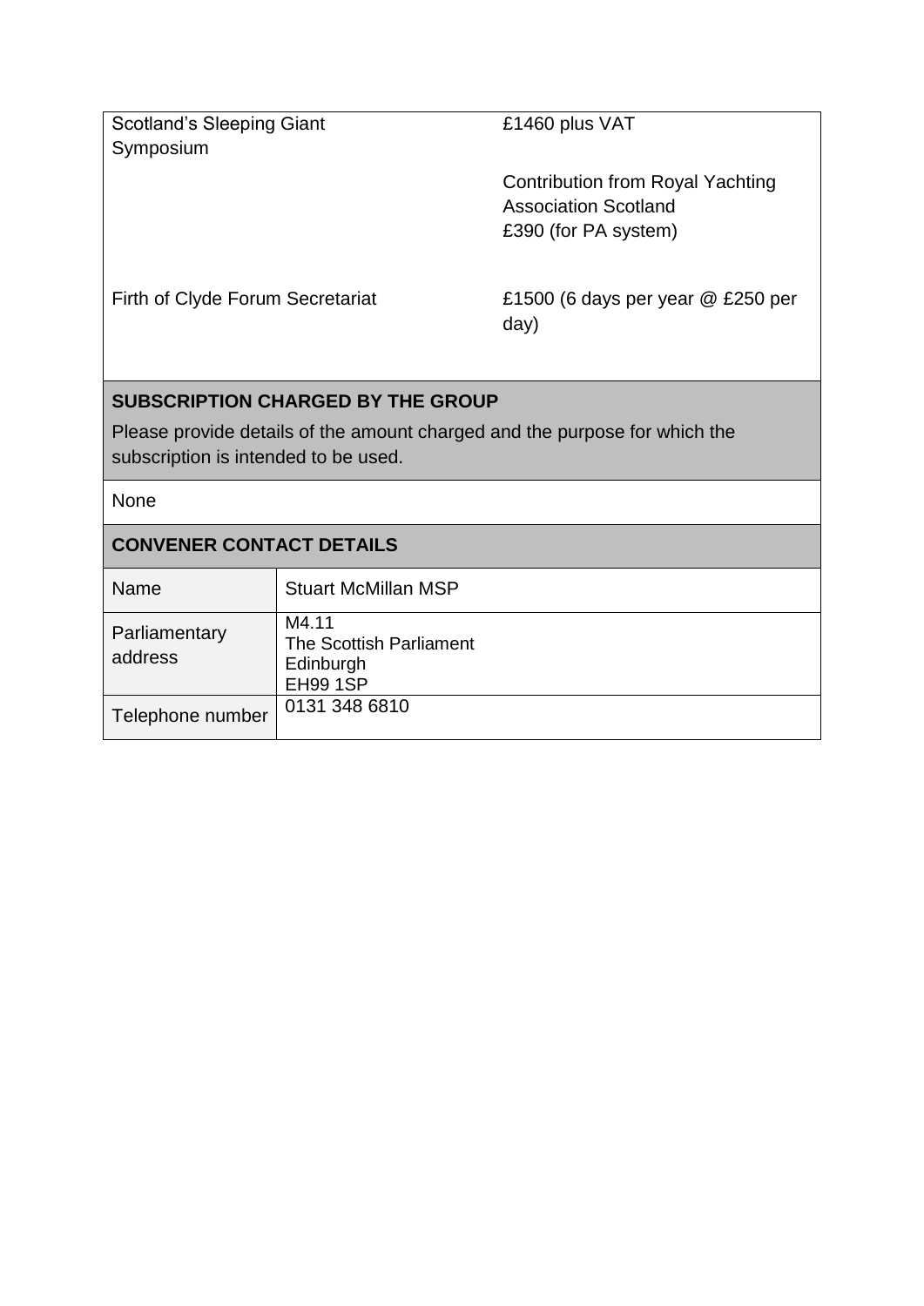| | |
|---|---|
| Scotland's Sleeping Giant Symposium | £1460 plus VAT<br><br>Contribution from Royal Yachting Association Scotland<br>£390 (for PA system) |
| Firth of Clyde Forum Secretariat | £1500 (6 days per year @ £250 per day) |

**SUBSCRIPTION CHARGED BY THE GROUP**

Please provide details of the amount charged and the purpose for which the subscription is intended to be used.

None

**CONVENER CONTACT DETAILS**

| | |
|---|---|
| Name | Stuart McMillan MSP |
| Parliamentary address | M4.11<br>The Scottish Parliament<br>Edinburgh<br>EH99 1SP |
| Telephone number | 0131 348 6810 |